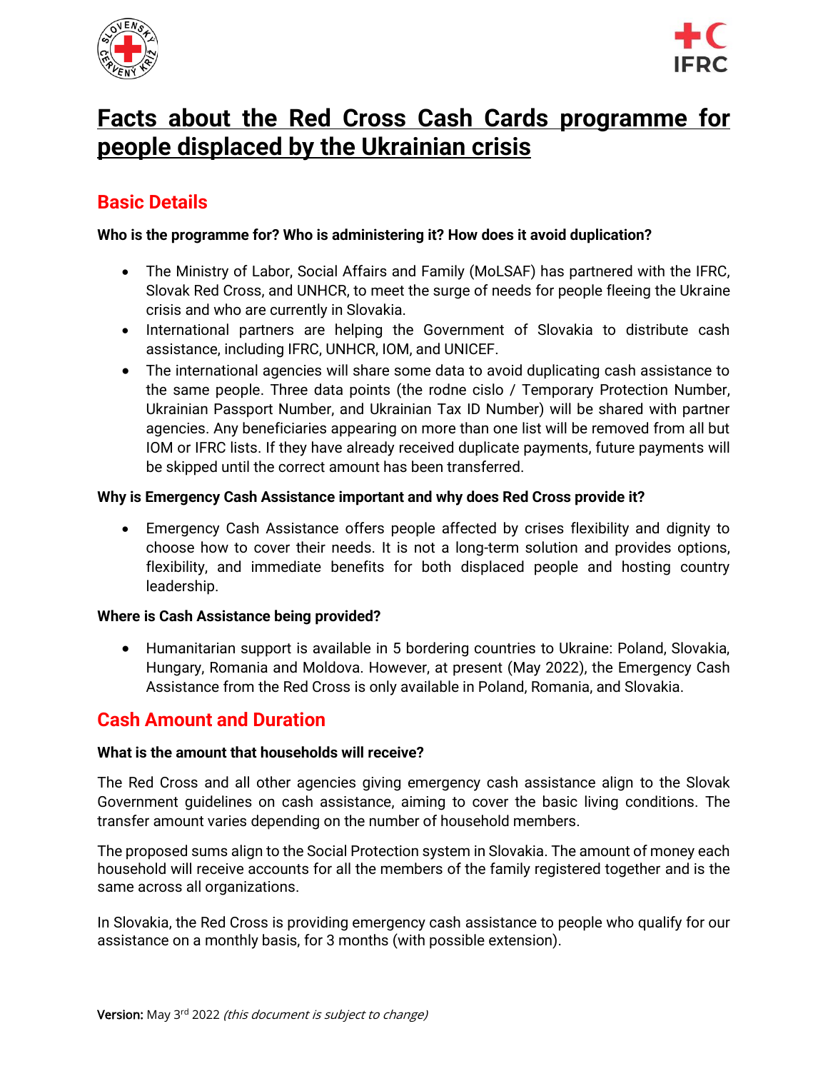# Facts about the Red Cross Cash Cards programme for people displaced by the Ukrainian crisis

## Basic Details

**Who is the programme for? Who is administering it? How does it avoid duplication?**

- The Ministry of Labor, Social Affairs and Family (MoLSAF) has partnered with the IFRC, Slovak Red Cross, and UNHCR, to meet the surge of needs for people fleeing the Ukraine crisis and who are currently in Slovakia.
- International partners are helping the Government of Slovakia to distribute cash assistance, including IFRC, UNHCR, IOM, and UNICEF.
- The international agencies will share some data to avoid duplicating cash assistance to the same people. Three data points (the rodne cislo / Temporary Protection Number, Ukrainian Passport Number, and Ukrainian Tax ID Number) will be shared with partner agencies. Any beneficiaries appearing on more than one list will be removed from all but IOM or IFRC lists. If they have already received duplicate payments, future payments will be skipped until the correct amount has been transferred.

**Why is Emergency Cash Assistance important and why does Red Cross provide it?**

- Emergency Cash Assistance offers people affected by crises flexibility and dignity to choose how to cover their needs. It is not a long-term solution and provides options, flexibility, and immediate benefits for both displaced people and hosting country leadership.

**Where is Cash Assistance being provided?**

- Humanitarian support is available in 5 bordering countries to Ukraine: Poland, Slovakia, Hungary, Romania and Moldova. However, at present (May 2022), the Emergency Cash Assistance from the Red Cross is only available in Poland, Romania, and Slovakia.

## Cash Amount and Duration

**What is the amount that households will receive?**

The Red Cross and all other agencies giving emergency cash assistance align to the Slovak Government guidelines on cash assistance, aiming to cover the basic living conditions. The transfer amount varies depending on the number of household members.

The proposed sums align to the Social Protection system in Slovakia. The amount of money each household will receive accounts for all the members of the family registered together and is the same across all organizations.

In Slovakia, the Red Cross is providing emergency cash assistance to people who qualify for our assistance on a monthly basis, for 3 months (with possible extension).

**Version:** May 3rd 2022 *(this document is subject to change)*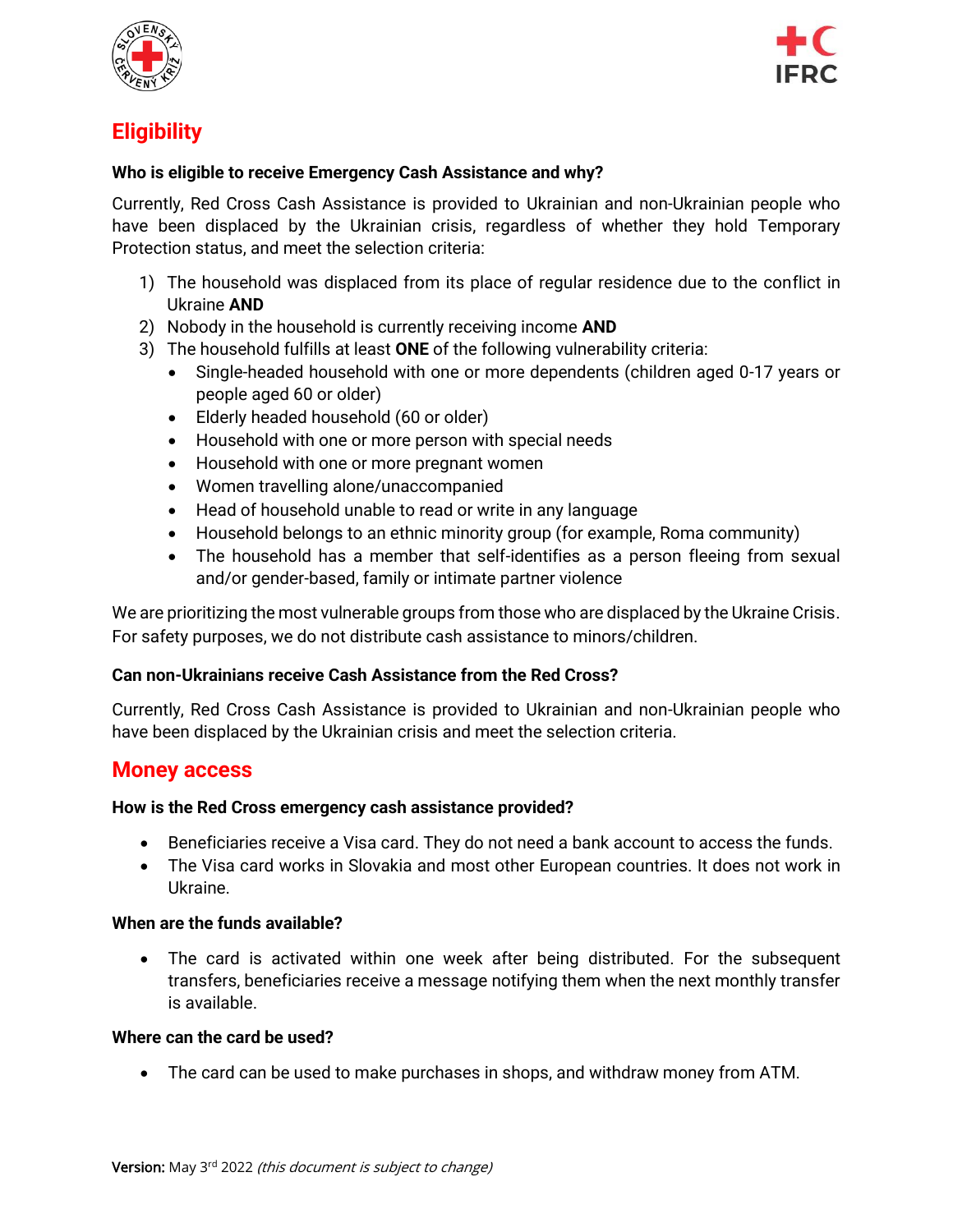## Eligibility

**Who is eligible to receive Emergency Cash Assistance and why?**

Currently, Red Cross Cash Assistance is provided to Ukrainian and non-Ukrainian people who have been displaced by the Ukrainian crisis, regardless of whether they hold Temporary Protection status, and meet the selection criteria:

1) The household was displaced from its place of regular residence due to the conflict in Ukraine **AND**
2) Nobody in the household is currently receiving income **AND**
3) The household fulfills at least **ONE** of the following vulnerability criteria:
   - Single-headed household with one or more dependents (children aged 0-17 years or people aged 60 or older)
   - Elderly headed household (60 or older)
   - Household with one or more person with special needs
   - Household with one or more pregnant women
   - Women travelling alone/unaccompanied
   - Head of household unable to read or write in any language
   - Household belongs to an ethnic minority group (for example, Roma community)
   - The household has a member that self-identifies as a person fleeing from sexual and/or gender-based, family or intimate partner violence

We are prioritizing the most vulnerable groups from those who are displaced by the Ukraine Crisis. For safety purposes, we do not distribute cash assistance to minors/children.

**Can non-Ukrainians receive Cash Assistance from the Red Cross?**

Currently, Red Cross Cash Assistance is provided to Ukrainian and non-Ukrainian people who have been displaced by the Ukrainian crisis and meet the selection criteria.

## Money access

**How is the Red Cross emergency cash assistance provided?**

- Beneficiaries receive a Visa card. They do not need a bank account to access the funds.
- The Visa card works in Slovakia and most other European countries. It does not work in Ukraine.

**When are the funds available?**

- The card is activated within one week after being distributed. For the subsequent transfers, beneficiaries receive a message notifying them when the next monthly transfer is available.

**Where can the card be used?**

- The card can be used to make purchases in shops, and withdraw money from ATM.

**Version:** May 3rd 2022 *(this document is subject to change)*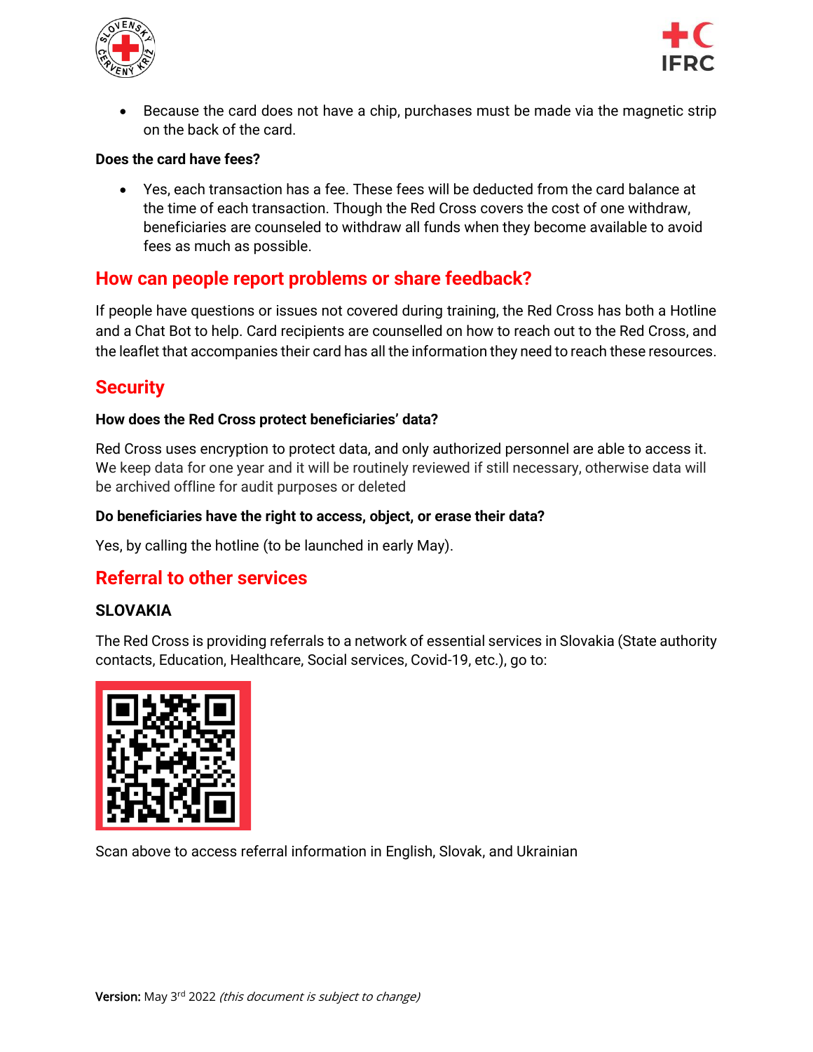- Because the card does not have a chip, purchases must be made via the magnetic strip on the back of the card.

**Does the card have fees?**

- Yes, each transaction has a fee. These fees will be deducted from the card balance at the time of each transaction. Though the Red Cross covers the cost of one withdraw, beneficiaries are counseled to withdraw all funds when they become available to avoid fees as much as possible.

## How can people report problems or share feedback?

If people have questions or issues not covered during training, the Red Cross has both a Hotline and a Chat Bot to help. Card recipients are counselled on how to reach out to the Red Cross, and the leaflet that accompanies their card has all the information they need to reach these resources.

## Security

**How does the Red Cross protect beneficiaries' data?**

Red Cross uses encryption to protect data, and only authorized personnel are able to access it. We keep data for one year and it will be routinely reviewed if still necessary, otherwise data will be archived offline for audit purposes or deleted

**Do beneficiaries have the right to access, object, or erase their data?**

Yes, by calling the hotline (to be launched in early May).

## Referral to other services

**SLOVAKIA**

The Red Cross is providing referrals to a network of essential services in Slovakia (State authority contacts, Education, Healthcare, Social services, Covid-19, etc.), go to:

Scan above to access referral information in English, Slovak, and Ukrainian

**Version:** May 3rd 2022 *(this document is subject to change)*